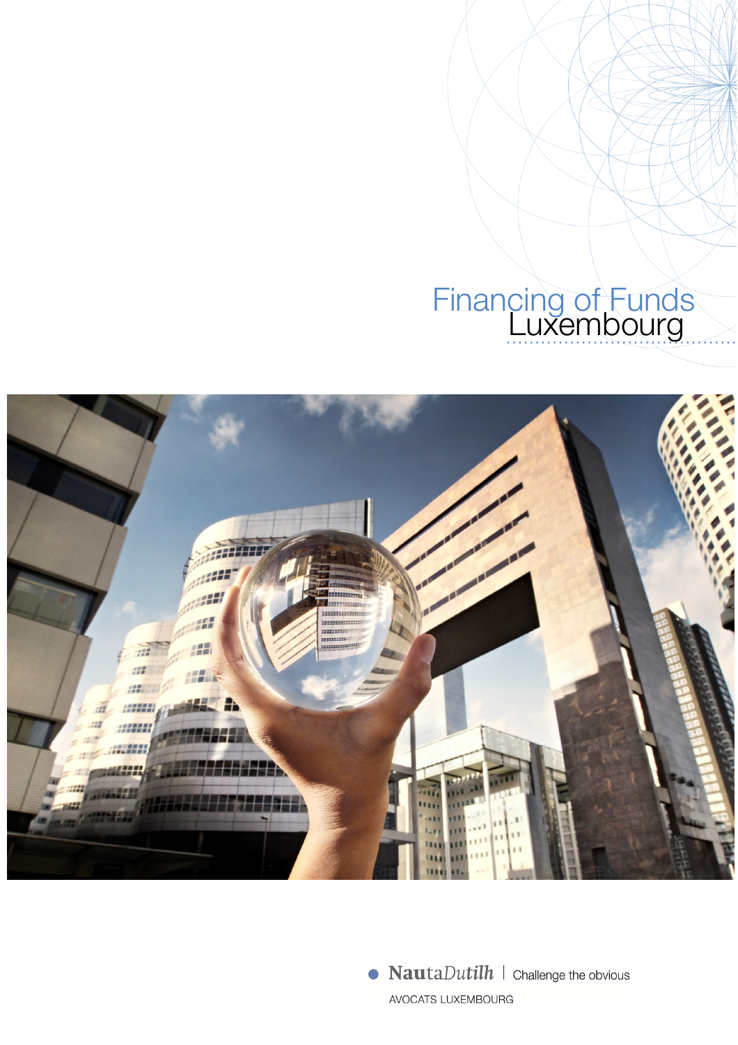# Financing of Funds
# Luxembourg

NautaDutilh | Challenge the obvious

AVOCATS LUXEMBOURG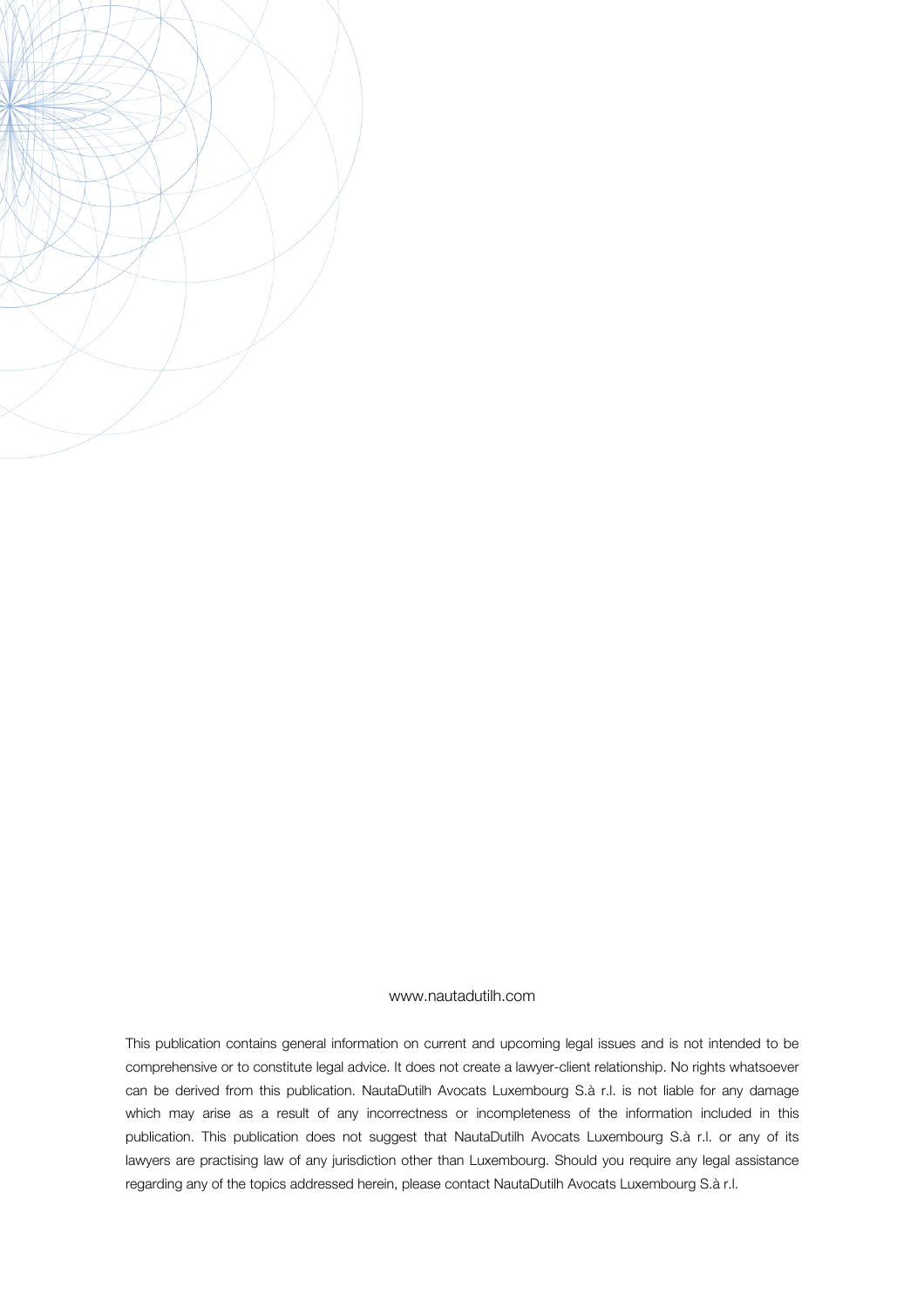www.nautadutilh.com

This publication contains general information on current and upcoming legal issues and is not intended to be comprehensive or to constitute legal advice. It does not create a lawyer-client relationship. No rights whatsoever can be derived from this publication. NautaDutilh Avocats Luxembourg S.à r.l. is not liable for any damage which may arise as a result of any incorrectness or incompleteness of the information included in this publication. This publication does not suggest that NautaDutilh Avocats Luxembourg S.à r.l. or any of its lawyers are practising law of any jurisdiction other than Luxembourg. Should you require any legal assistance regarding any of the topics addressed herein, please contact NautaDutilh Avocats Luxembourg S.à r.l.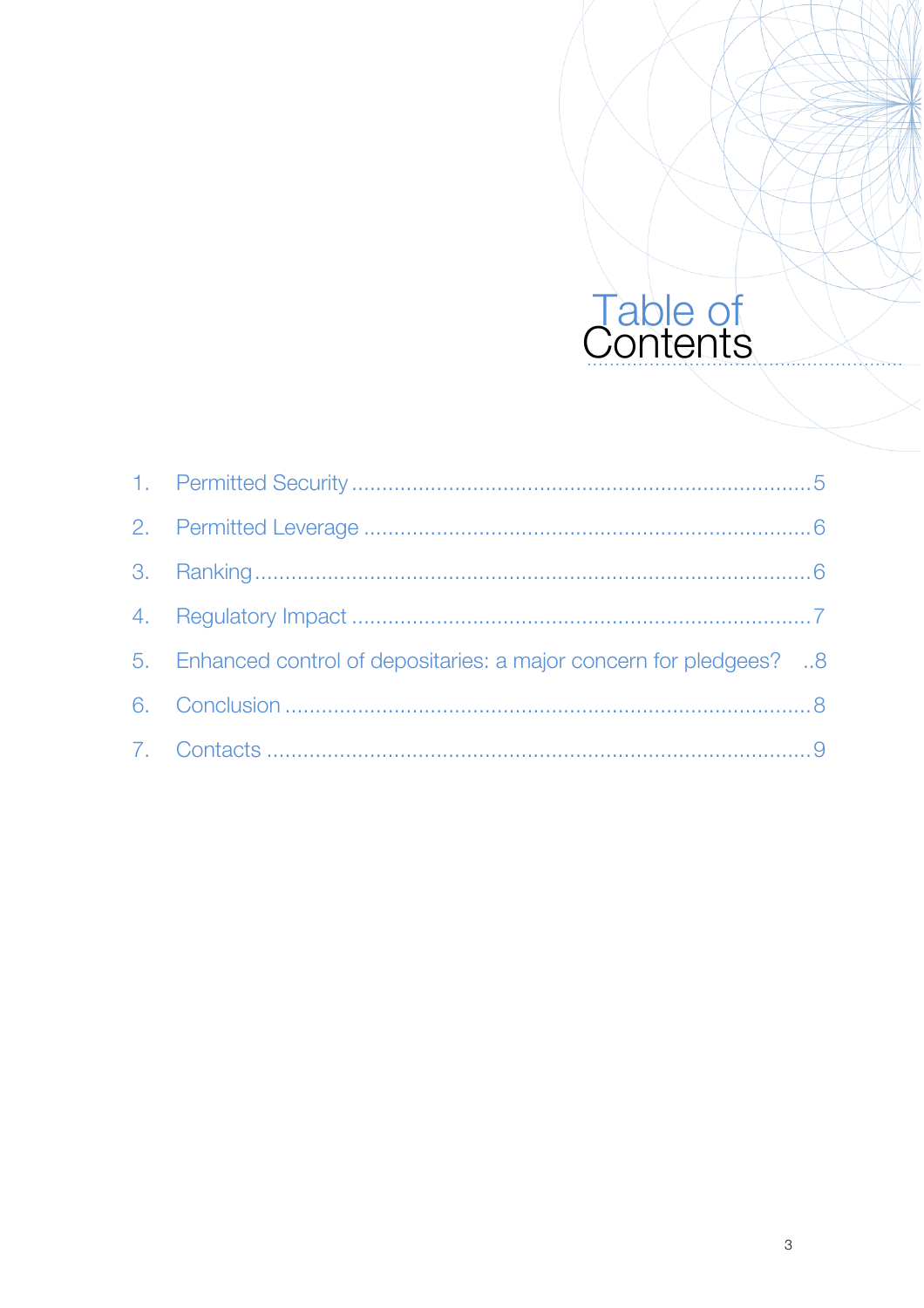# Table of Contents

1. Permitted Security ........................................................................ 5
2. Permitted Leverage ........................................................................ 6
3. Ranking ........................................................................................ 6
4. Regulatory Impact ......................................................................... 7
5. Enhanced control of depositaries: a major concern for pledgees? ..8
6. Conclusion ..................................................................................... 8
7. Contacts ........................................................................................ 9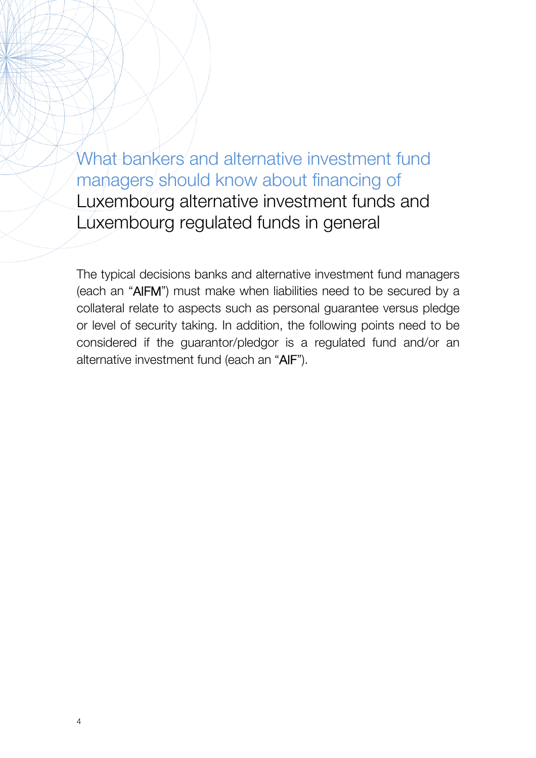# What bankers and alternative investment fund managers should know about financing of Luxembourg alternative investment funds and Luxembourg regulated funds in general

The typical decisions banks and alternative investment fund managers (each an "**AIFM**") must make when liabilities need to be secured by a collateral relate to aspects such as personal guarantee versus pledge or level of security taking. In addition, the following points need to be considered if the guarantor/pledgor is a regulated fund and/or an alternative investment fund (each an "**AIF**").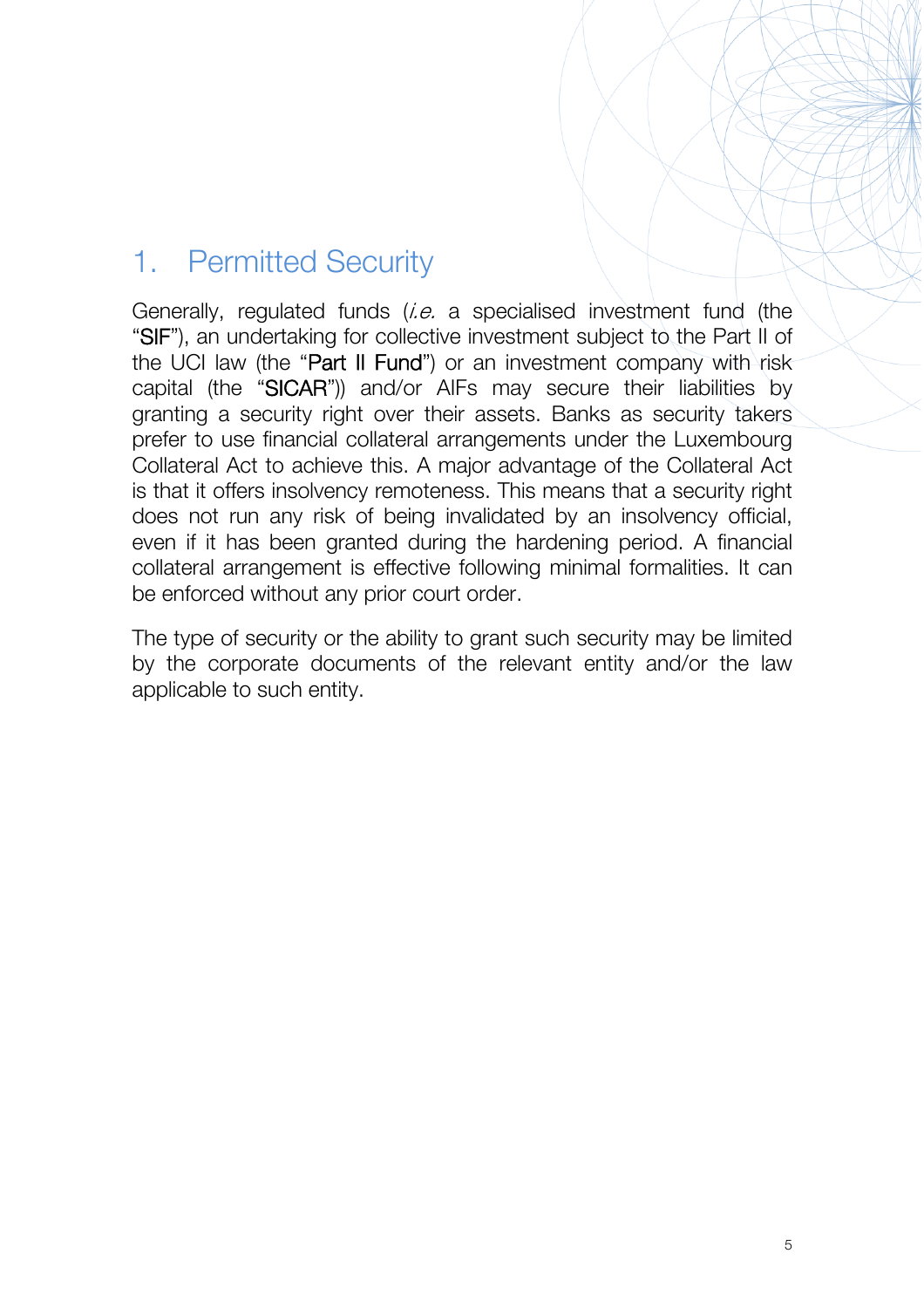# 1. Permitted Security

Generally, regulated funds (*i.e.* a specialised investment fund (the "**SIF**"), an undertaking for collective investment subject to the Part II of the UCI law (the "**Part II Fund**") or an investment company with risk capital (the "**SICAR**")) and/or AIFs may secure their liabilities by granting a security right over their assets. Banks as security takers prefer to use financial collateral arrangements under the Luxembourg Collateral Act to achieve this. A major advantage of the Collateral Act is that it offers insolvency remoteness. This means that a security right does not run any risk of being invalidated by an insolvency official, even if it has been granted during the hardening period. A financial collateral arrangement is effective following minimal formalities. It can be enforced without any prior court order.

The type of security or the ability to grant such security may be limited by the corporate documents of the relevant entity and/or the law applicable to such entity.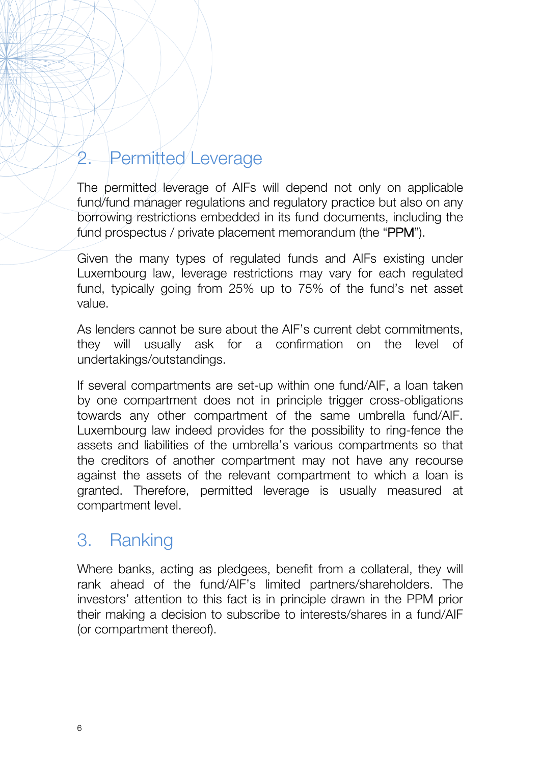## 2. Permitted Leverage

The permitted leverage of AIFs will depend not only on applicable fund/fund manager regulations and regulatory practice but also on any borrowing restrictions embedded in its fund documents, including the fund prospectus / private placement memorandum (the "PPM").

Given the many types of regulated funds and AIFs existing under Luxembourg law, leverage restrictions may vary for each regulated fund, typically going from 25% up to 75% of the fund's net asset value.

As lenders cannot be sure about the AIF's current debt commitments, they will usually ask for a confirmation on the level of undertakings/outstandings.

If several compartments are set-up within one fund/AIF, a loan taken by one compartment does not in principle trigger cross-obligations towards any other compartment of the same umbrella fund/AIF. Luxembourg law indeed provides for the possibility to ring-fence the assets and liabilities of the umbrella's various compartments so that the creditors of another compartment may not have any recourse against the assets of the relevant compartment to which a loan is granted. Therefore, permitted leverage is usually measured at compartment level.

## 3. Ranking

Where banks, acting as pledgees, benefit from a collateral, they will rank ahead of the fund/AIF's limited partners/shareholders. The investors' attention to this fact is in principle drawn in the PPM prior their making a decision to subscribe to interests/shares in a fund/AIF (or compartment thereof).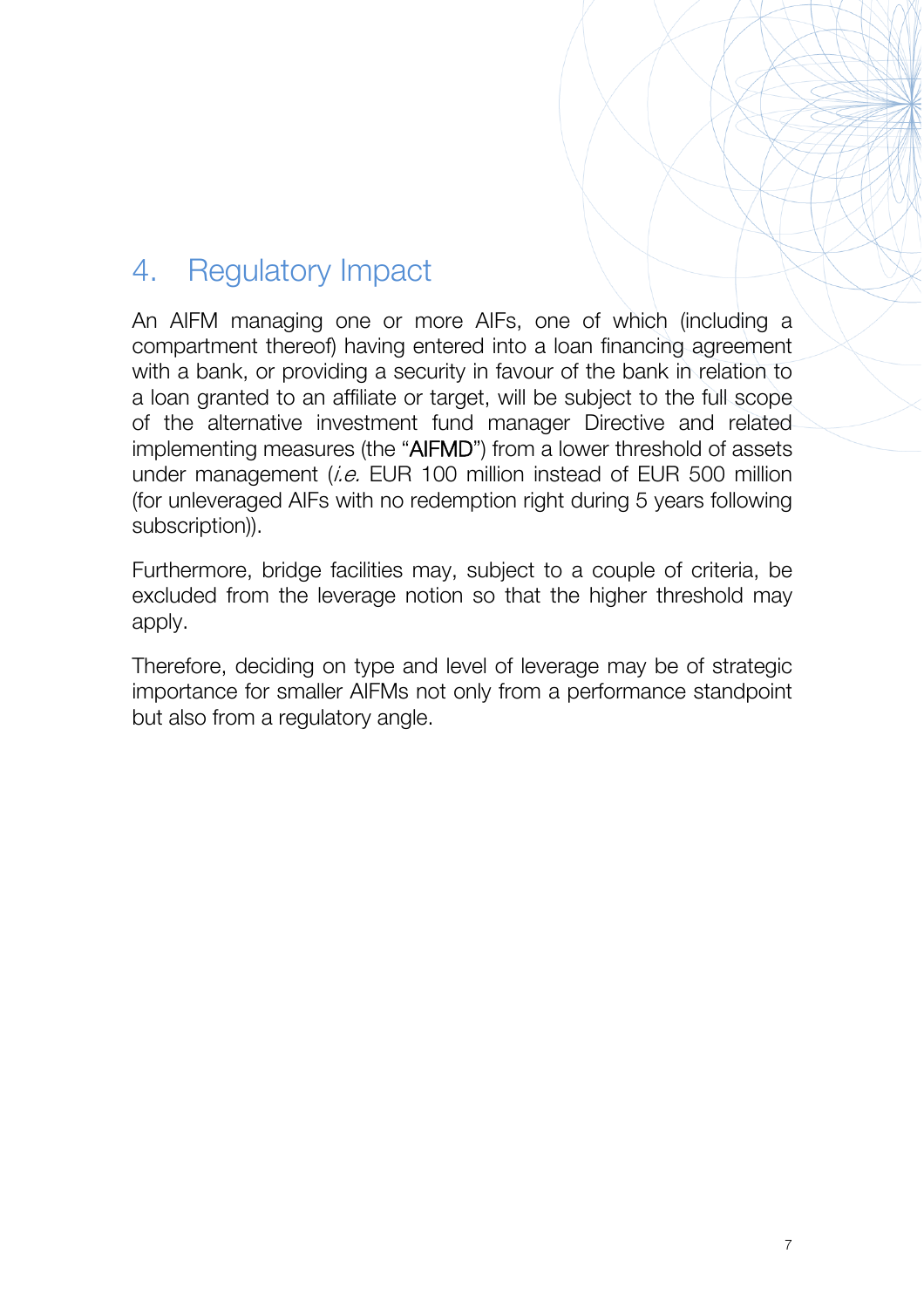## 4. Regulatory Impact

An AIFM managing one or more AIFs, one of which (including a compartment thereof) having entered into a loan financing agreement with a bank, or providing a security in favour of the bank in relation to a loan granted to an affiliate or target, will be subject to the full scope of the alternative investment fund manager Directive and related implementing measures (the "**AIFMD**") from a lower threshold of assets under management (*i.e.* EUR 100 million instead of EUR 500 million (for unleveraged AIFs with no redemption right during 5 years following subscription)).

Furthermore, bridge facilities may, subject to a couple of criteria, be excluded from the leverage notion so that the higher threshold may apply.

Therefore, deciding on type and level of leverage may be of strategic importance for smaller AIFMs not only from a performance standpoint but also from a regulatory angle.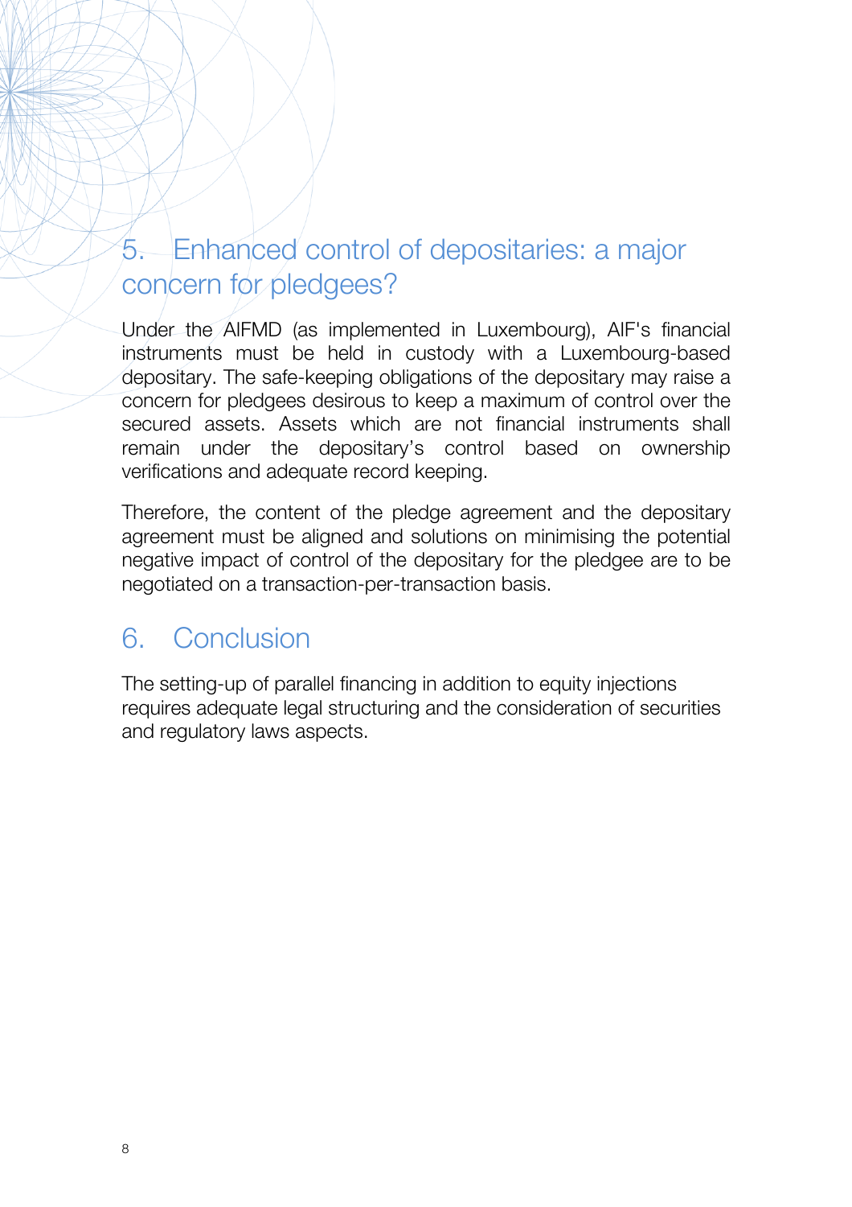## 5. Enhanced control of depositaries: a major concern for pledgees?

Under the AIFMD (as implemented in Luxembourg), AIF's financial instruments must be held in custody with a Luxembourg-based depositary. The safe-keeping obligations of the depositary may raise a concern for pledgees desirous to keep a maximum of control over the secured assets. Assets which are not financial instruments shall remain under the depositary's control based on ownership verifications and adequate record keeping.

Therefore, the content of the pledge agreement and the depositary agreement must be aligned and solutions on minimising the potential negative impact of control of the depositary for the pledgee are to be negotiated on a transaction-per-transaction basis.

## 6. Conclusion

The setting-up of parallel financing in addition to equity injections requires adequate legal structuring and the consideration of securities and regulatory laws aspects.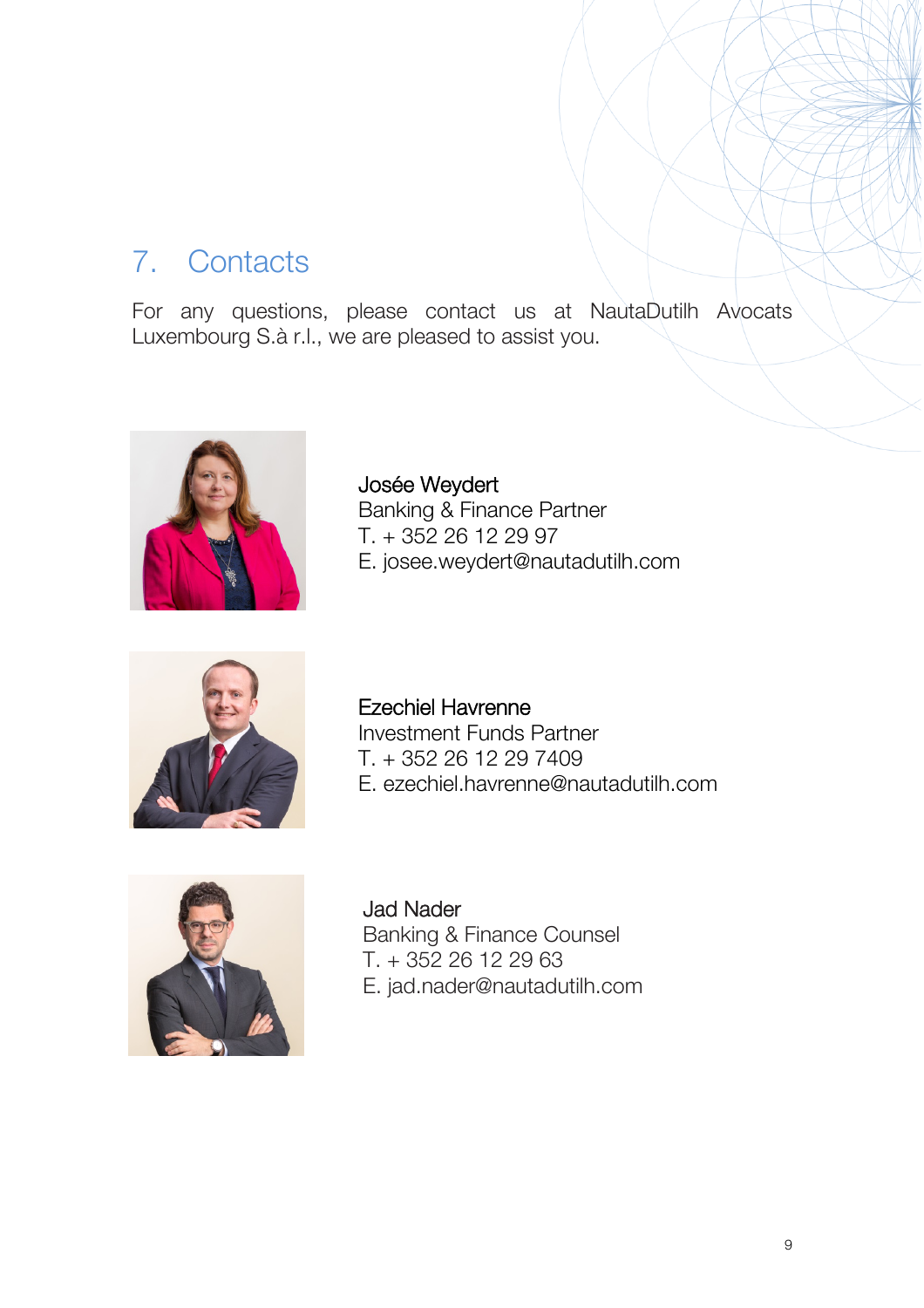## 7. Contacts

For any questions, please contact us at NautaDutilh Avocats Luxembourg S.à r.l., we are pleased to assist you.

Josée Weydert
Banking & Finance Partner
T. + 352 26 12 29 97
E. josee.weydert@nautadutilh.com

Ezechiel Havrenne
Investment Funds Partner
T. + 352 26 12 29 7409
E. ezechiel.havrenne@nautadutilh.com

Jad Nader
Banking & Finance Counsel
T. + 352 26 12 29 63
E. jad.nader@nautadutilh.com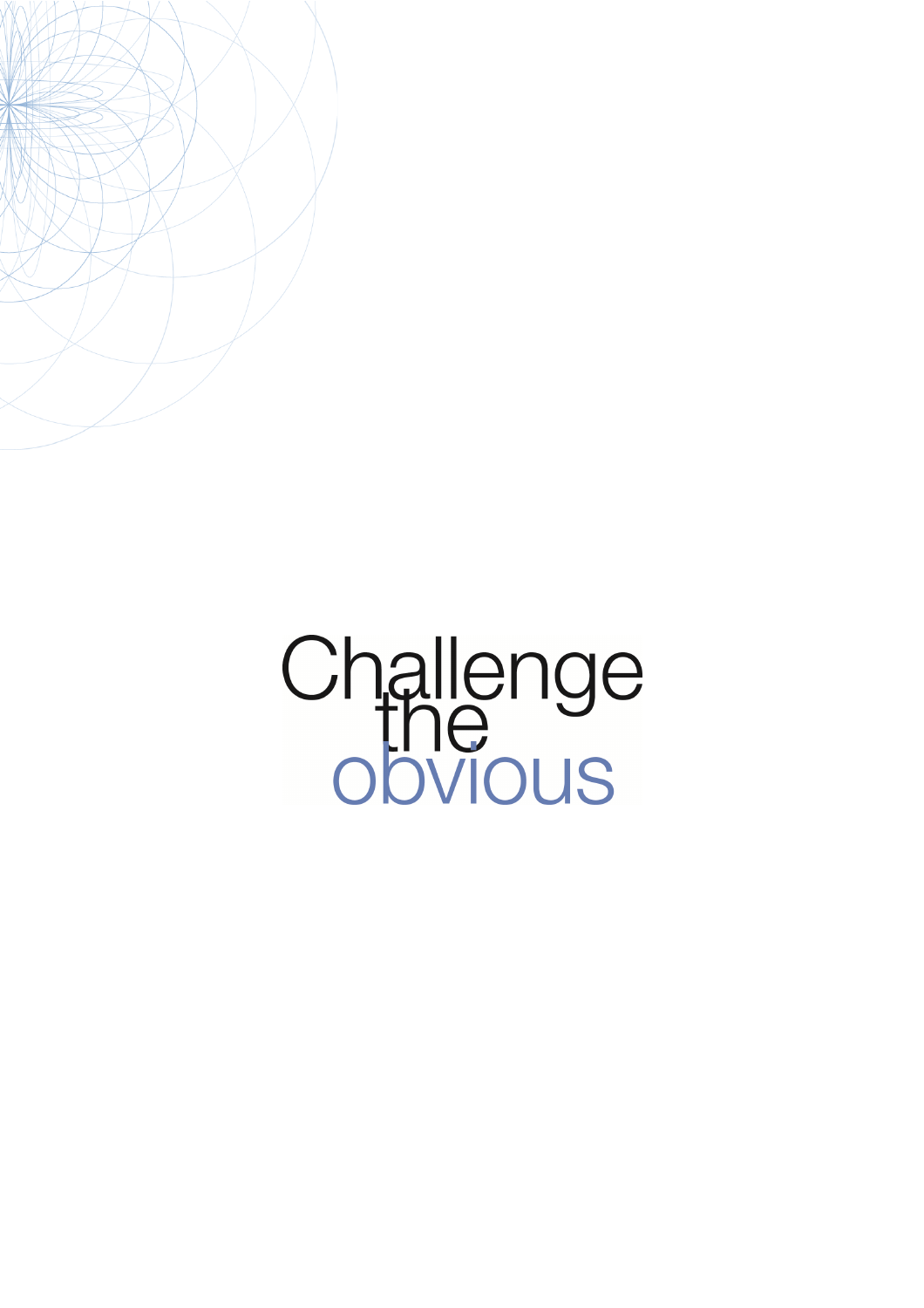Challenge
the
obvious